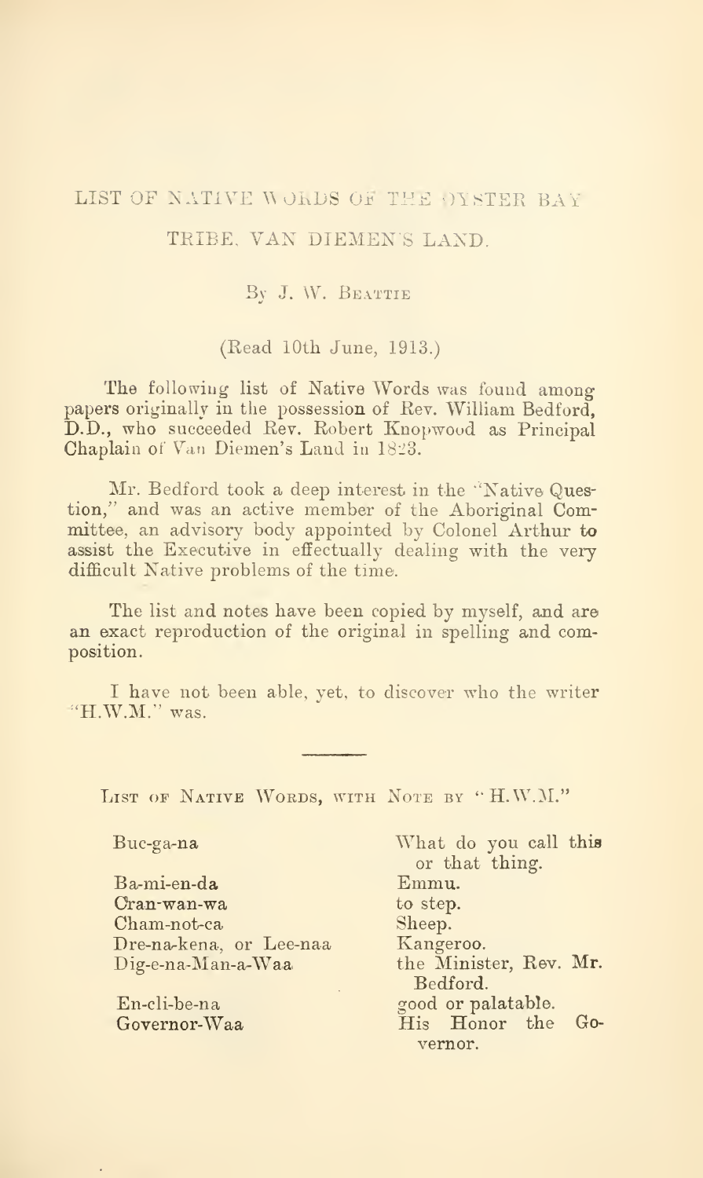# LIST OF NATIVE WORDS OF THE OYSTER BAY TRIBE, VAN DIEMEN'S LAND.

By J. W. Beattie

(Read 10th June, 1913.)

The following list of Native Words was found among papers originally in the possession of Rev. William Bedford, D.D., who succeeded Rev. Robert Knopwood as Principal Chaplain of Van Diemen's Land in 1823.

Mr. Bedford took a deep interest in the "Native Question," and was an active member of the Aboriginal Committee, an advisory body appointed by Colonel Arthur to assist the Executive in effectually dealing with the very difficult Native problems of the time.

The list and notes have been copied by myself, and are an exact reproduction of the original in spelling and composition.

I have not been able, yet, to discover who the writer "H.W.M." was.

---

List of Native Words, with Note by "H.W.M."

| | |
|---|---|
| Buc-ga-na | What do you call this or that thing. |
| Ba-mi-en-da | Emmu. |
| Cran-wan-wa | to step. |
| Cham-not-ca | Sheep. |
| Dre-na-kena, or Lee-naa | Kangeroo. |
| Dig-e-na-Man-a-Waa | the Minister, Rev. Mr. Bedford. |
| En-cli-be-na | good or palatable. |
| Governor-Waa | His Honor the Governor. |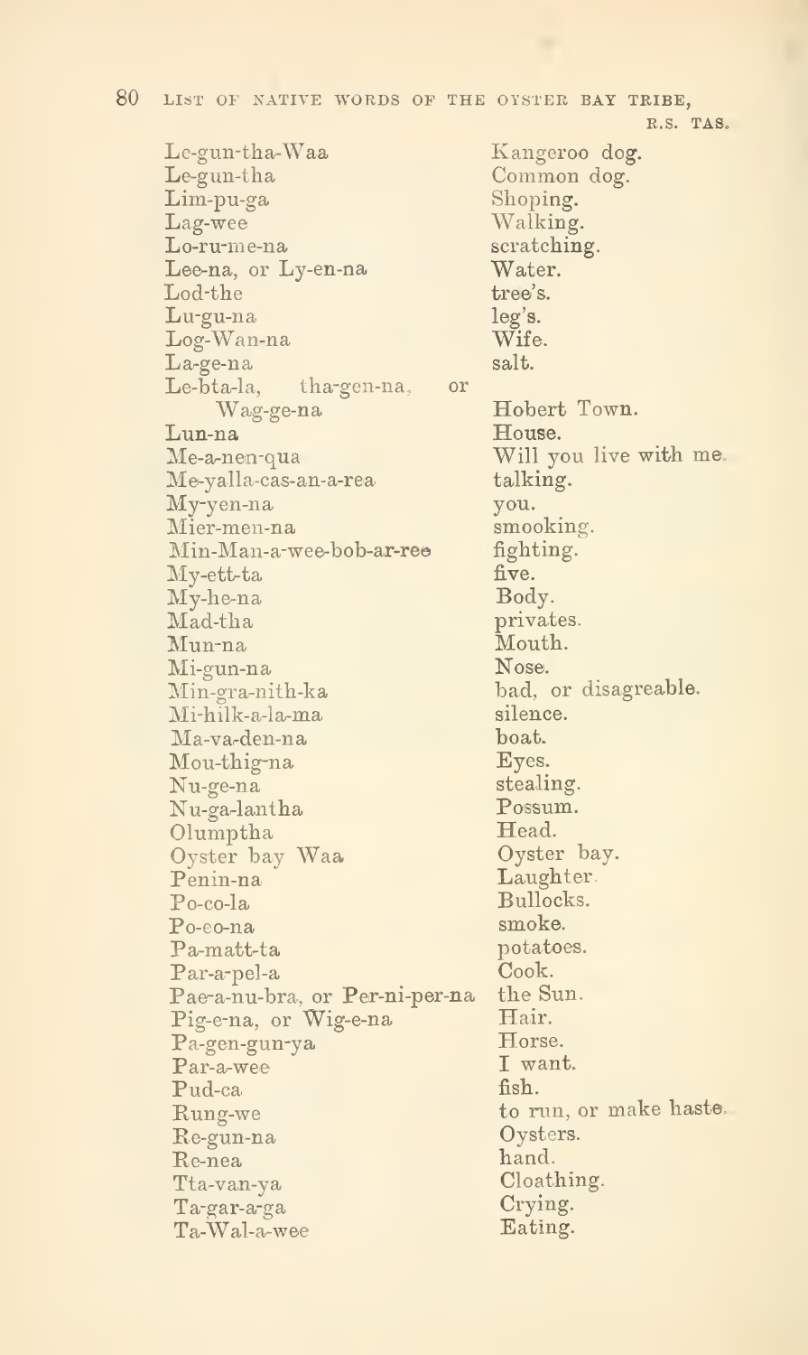| | |
|---|---|
| Le-gun-tha-Waa | Kangeroo dog. |
| Le-gun-tha | Common dog. |
| Lim-pu-ga | Shoping. |
| Lag-wee | Walking. |
| Lo-ru-me-na | scratching. |
| Lee-na, or Ly-en-na | Water. |
| Lod-the | tree's. |
| Lu-gu-na | leg's. |
| Log-Wan-na | Wife. |
| La-ge-na | salt. |
| Le-bta-la, tha-gen-na, or Wag-ge-na | Hobert Town. |
| Lun-na | House. |
| Me-a-nen-qua | Will you live with me. |
| Me-yalla-cas-an-a-rea | talking. |
| My-yen-na | you. |
| Mier-men-na | smoking. |
| Min-Man-a-wee-bob-ar-ree | fighting. |
| My-ett-ta | five. |
| My-he-na | Body. |
| Mad-tha | privates. |
| Mun-na | Mouth. |
| Mi-gun-na | Nose. |
| Min-gra-nith-ka | bad, or disagreable. |
| Mi-hilk-a-la-ma | silence. |
| Ma-va-den-na | boat. |
| Mou-thig-na | Eyes. |
| Nu-ge-na | stealing. |
| Nu-ga-lantha | Possum. |
| Olumptha | Head. |
| Oyster bay Waa | Oyster bay. |
| Penin-na | Laughter. |
| Po-co-la | Bullocks. |
| Po-eo-na | smoke. |
| Pa-matt-ta | potatoes. |
| Par-a-pel-a | Cook. |
| Pae-a-nu-bra, or Per-ni-per-na | the Sun. |
| Pig-e-na, or Wig-e-na | Hair. |
| Pa-gen-gun-ya | Horse. |
| Par-a-wee | I want. |
| Pud-ca | fish. |
| Rung-we | to run, or make haste. |
| Re-gun-na | Oysters. |
| Re-nea | hand. |
| Tta-van-ya | Cloathing. |
| Ta-gar-a-ga | Crying. |
| Ta-Wal-a-wee | Eating. |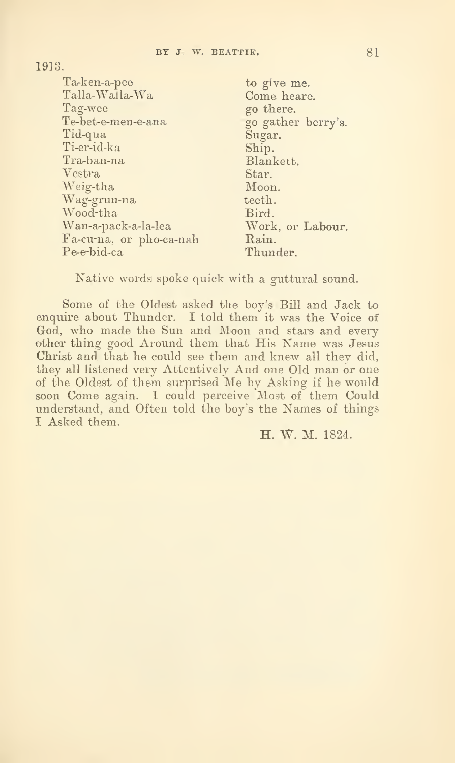| | |
|---|---|
| Ta-ken-a-pee | to give me. |
| Talla-Walla-Wa | Come heare. |
| Tag-wee | go there. |
| Te-bet-e-men-e-ana | go gather berry's. |
| Tid-qua | Sugar. |
| Ti-er-id-ka | Ship. |
| Tra-ban-na | Blankett. |
| Vestra | Star. |
| Weig-tha | Moon. |
| Wag-grun-na | teeth. |
| Wood-tha | Bird. |
| Wan-a-pack-a-la-lea | Work, or Labour. |
| Fa-cu-na, or pho-ca-nah | Rain. |
| Pe-e-bid-ca | Thunder. |

Native words spoke quick with a guttural sound.

Some of the Oldest asked the boy's Bill and Jack to enquire about Thunder. I told them it was the Voice of God, who made the Sun and Moon and stars and every other thing good Around them that His Name was Jesus Christ and that he could see them and knew all they did, they all listened very Attentively And one Old man or one of the Oldest of them surprised Me by Asking if he would soon Come again. I could perceive Most of them Could understand, and Often told the boy's the Names of things I Asked them.

H. W. M. 1824.